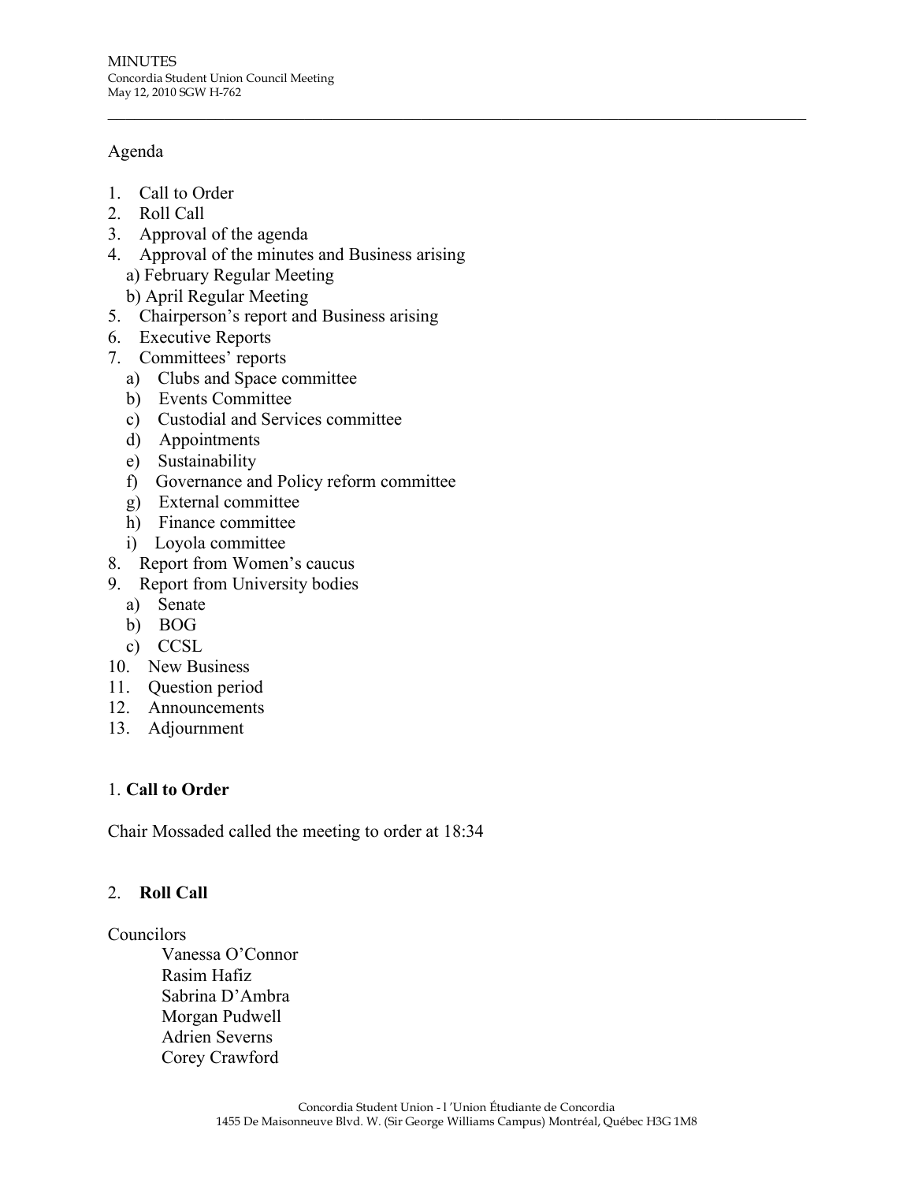MINUTES
Concordia Student Union Council Meeting
May 12, 2010 SGW H-762

---

Agenda

1. Call to Order
2. Roll Call
3. Approval of the agenda
4. Approval of the minutes and Business arising
   a) February Regular Meeting
   b) April Regular Meeting
5. Chairperson's report and Business arising
6. Executive Reports
7. Committees' reports
   a) Clubs and Space committee
   b) Events Committee
   c) Custodial and Services committee
   d) Appointments
   e) Sustainability
   f) Governance and Policy reform committee
   g) External committee
   h) Finance committee
   i) Loyola committee
8. Report from Women's caucus
9. Report from University bodies
   a) Senate
   b) BOG
   c) CCSL
10. New Business
11. Question period
12. Announcements
13. Adjournment

## 1. **Call to Order**

Chair Mossaded called the meeting to order at 18:34

## 2. **Roll Call**

Councilors

Vanessa O'Connor
Rasim Hafiz
Sabrina D'Ambra
Morgan Pudwell
Adrien Severns
Corey Crawford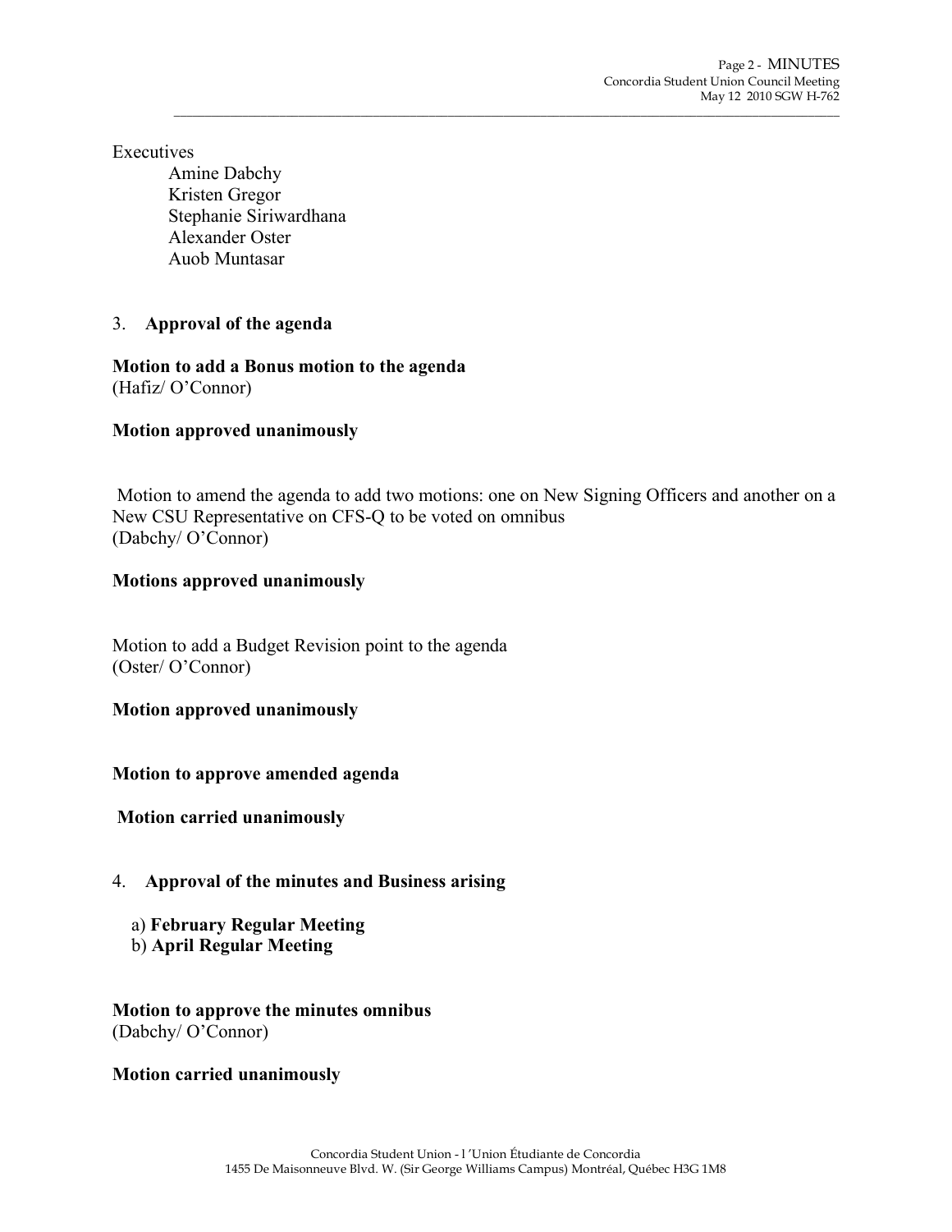Executives

Amine Dabchy
Kristen Gregor
Stephanie Siriwardhana
Alexander Oster
Auob Muntasar

3. **Approval of the agenda**

**Motion to add a Bonus motion to the agenda**
(Hafiz/ O'Connor)

**Motion approved unanimously**

Motion to amend the agenda to add two motions: one on New Signing Officers and another on a New CSU Representative on CFS-Q to be voted on omnibus
(Dabchy/ O'Connor)

**Motions approved unanimously**

Motion to add a Budget Revision point to the agenda
(Oster/ O'Connor)

**Motion approved unanimously**

**Motion to approve amended agenda**

**Motion carried unanimously**

4. **Approval of the minutes and Business arising**

a) **February Regular Meeting**
b) **April Regular Meeting**

**Motion to approve the minutes omnibus**
(Dabchy/ O'Connor)

**Motion carried unanimously**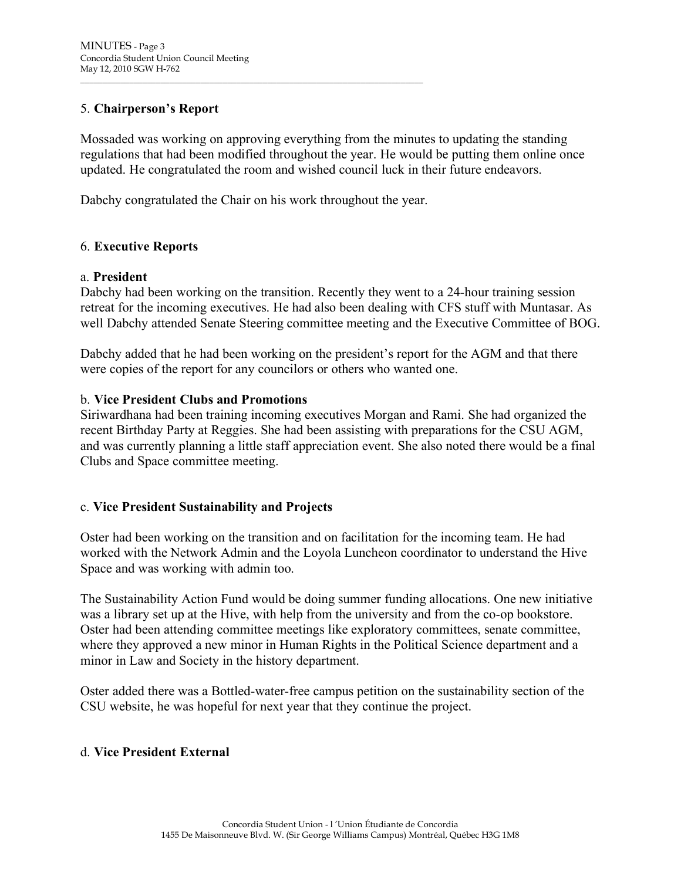5. **Chairperson's Report**

Mossaded was working on approving everything from the minutes to updating the standing regulations that had been modified throughout the year. He would be putting them online once updated. He congratulated the room and wished council luck in their future endeavors.

Dabchy congratulated the Chair on his work throughout the year.

6. **Executive Reports**

a. **President**
Dabchy had been working on the transition. Recently they went to a 24-hour training session retreat for the incoming executives. He had also been dealing with CFS stuff with Muntasar. As well Dabchy attended Senate Steering committee meeting and the Executive Committee of BOG.

Dabchy added that he had been working on the president's report for the AGM and that there were copies of the report for any councilors or others who wanted one.

b. **Vice President Clubs and Promotions**
Siriwardhana had been training incoming executives Morgan and Rami. She had organized the recent Birthday Party at Reggies. She had been assisting with preparations for the CSU AGM, and was currently planning a little staff appreciation event. She also noted there would be a final Clubs and Space committee meeting.

c. **Vice President Sustainability and Projects**

Oster had been working on the transition and on facilitation for the incoming team. He had worked with the Network Admin and the Loyola Luncheon coordinator to understand the Hive Space and was working with admin too.

The Sustainability Action Fund would be doing summer funding allocations. One new initiative was a library set up at the Hive, with help from the university and from the co-op bookstore. Oster had been attending committee meetings like exploratory committees, senate committee, where they approved a new minor in Human Rights in the Political Science department and a minor in Law and Society in the history department.

Oster added there was a Bottled-water-free campus petition on the sustainability section of the CSU website, he was hopeful for next year that they continue the project.

d. **Vice President External**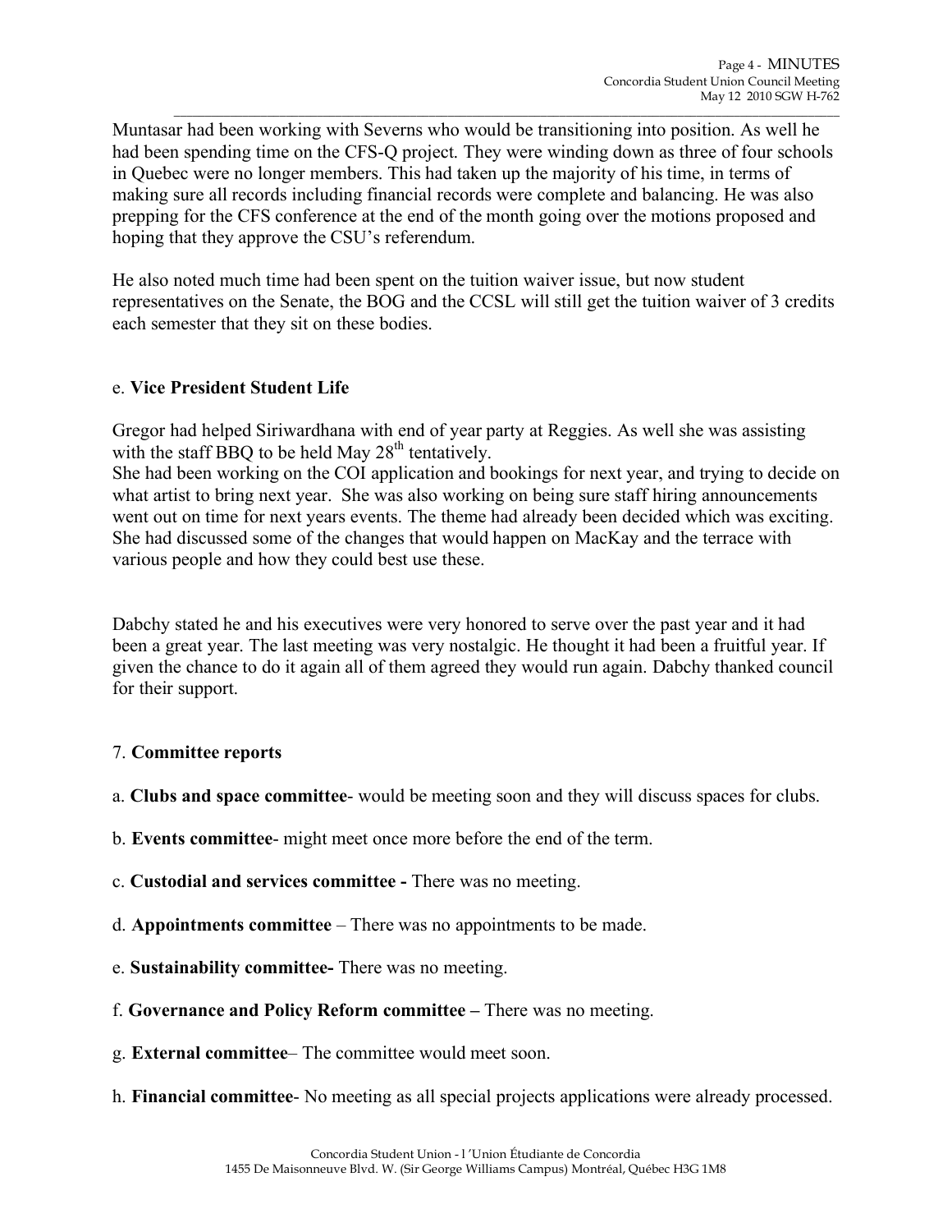Muntasar had been working with Severns who would be transitioning into position. As well he had been spending time on the CFS-Q project. They were winding down as three of four schools in Quebec were no longer members. This had taken up the majority of his time, in terms of making sure all records including financial records were complete and balancing. He was also prepping for the CFS conference at the end of the month going over the motions proposed and hoping that they approve the CSU's referendum.

He also noted much time had been spent on the tuition waiver issue, but now student representatives on the Senate, the BOG and the CCSL will still get the tuition waiver of 3 credits each semester that they sit on these bodies.

e. **Vice President Student Life**

Gregor had helped Siriwardhana with end of year party at Reggies. As well she was assisting with the staff BBQ to be held May 28th tentatively.
She had been working on the COI application and bookings for next year, and trying to decide on what artist to bring next year. She was also working on being sure staff hiring announcements went out on time for next years events. The theme had already been decided which was exciting. She had discussed some of the changes that would happen on MacKay and the terrace with various people and how they could best use these.

Dabchy stated he and his executives were very honored to serve over the past year and it had been a great year. The last meeting was very nostalgic. He thought it had been a fruitful year. If given the chance to do it again all of them agreed they would run again. Dabchy thanked council for their support.

7. **Committee reports**

a. **Clubs and space committee**- would be meeting soon and they will discuss spaces for clubs.

b. **Events committee**- might meet once more before the end of the term.

c. **Custodial and services committee -** There was no meeting.

d. **Appointments committee** – There was no appointments to be made.

e. **Sustainability committee-** There was no meeting.

f. **Governance and Policy Reform committee –** There was no meeting.

g. **External committee**– The committee would meet soon.

h. **Financial committee**- No meeting as all special projects applications were already processed.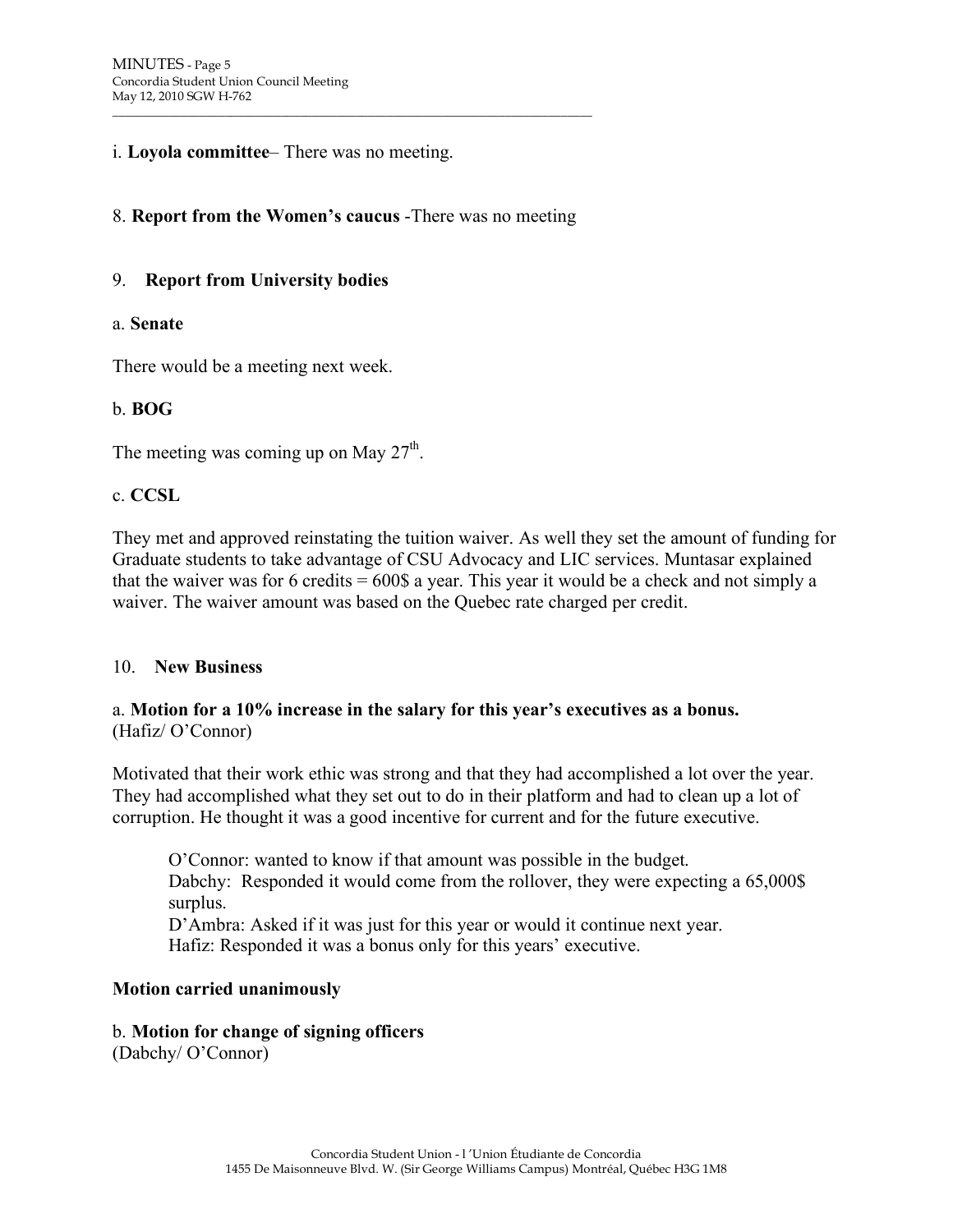i. **Loyola committee**– There was no meeting.

8. **Report from the Women's caucus** -There was no meeting

9. **Report from University bodies**

a. **Senate**

There would be a meeting next week.

b. **BOG**

The meeting was coming up on May 27th.

c. **CCSL**

They met and approved reinstating the tuition waiver. As well they set the amount of funding for Graduate students to take advantage of CSU Advocacy and LIC services. Muntasar explained that the waiver was for 6 credits = 600$ a year. This year it would be a check and not simply a waiver. The waiver amount was based on the Quebec rate charged per credit.

10. **New Business**

a. **Motion for a 10% increase in the salary for this year's executives as a bonus.** (Hafiz/ O'Connor)

Motivated that their work ethic was strong and that they had accomplished a lot over the year. They had accomplished what they set out to do in their platform and had to clean up a lot of corruption. He thought it was a good incentive for current and for the future executive.

> O'Connor: wanted to know if that amount was possible in the budget.
> Dabchy: Responded it would come from the rollover, they were expecting a 65,000$ surplus.
> D'Ambra: Asked if it was just for this year or would it continue next year.
> Hafiz: Responded it was a bonus only for this years' executive.

**Motion carried unanimously**

b. **Motion for change of signing officers**
(Dabchy/ O'Connor)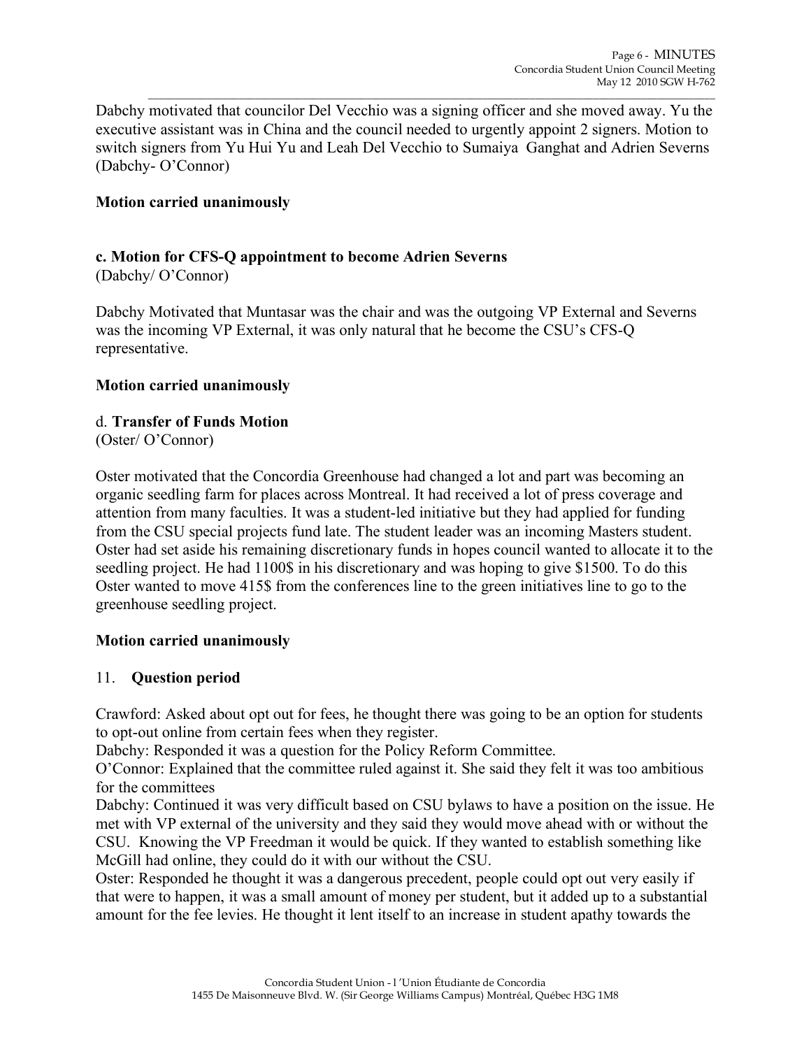Dabchy motivated that councilor Del Vecchio was a signing officer and she moved away. Yu the executive assistant was in China and the council needed to urgently appoint 2 signers. Motion to switch signers from Yu Hui Yu and Leah Del Vecchio to Sumaiya Ganghat and Adrien Severns (Dabchy- O'Connor)

**Motion carried unanimously**

**c. Motion for CFS-Q appointment to become Adrien Severns**
(Dabchy/ O'Connor)

Dabchy Motivated that Muntasar was the chair and was the outgoing VP External and Severns was the incoming VP External, it was only natural that he become the CSU's CFS-Q representative.

**Motion carried unanimously**

d. **Transfer of Funds Motion**
(Oster/ O'Connor)

Oster motivated that the Concordia Greenhouse had changed a lot and part was becoming an organic seedling farm for places across Montreal. It had received a lot of press coverage and attention from many faculties. It was a student-led initiative but they had applied for funding from the CSU special projects fund late. The student leader was an incoming Masters student. Oster had set aside his remaining discretionary funds in hopes council wanted to allocate it to the seedling project. He had 1100$ in his discretionary and was hoping to give $1500. To do this Oster wanted to move 415$ from the conferences line to the green initiatives line to go to the greenhouse seedling project.

**Motion carried unanimously**

11. **Question period**

Crawford: Asked about opt out for fees, he thought there was going to be an option for students to opt-out online from certain fees when they register.
Dabchy: Responded it was a question for the Policy Reform Committee.
O'Connor: Explained that the committee ruled against it. She said they felt it was too ambitious for the committees
Dabchy: Continued it was very difficult based on CSU bylaws to have a position on the issue. He met with VP external of the university and they said they would move ahead with or without the CSU. Knowing the VP Freedman it would be quick. If they wanted to establish something like McGill had online, they could do it with our without the CSU.
Oster: Responded he thought it was a dangerous precedent, people could opt out very easily if that were to happen, it was a small amount of money per student, but it added up to a substantial amount for the fee levies. He thought it lent itself to an increase in student apathy towards the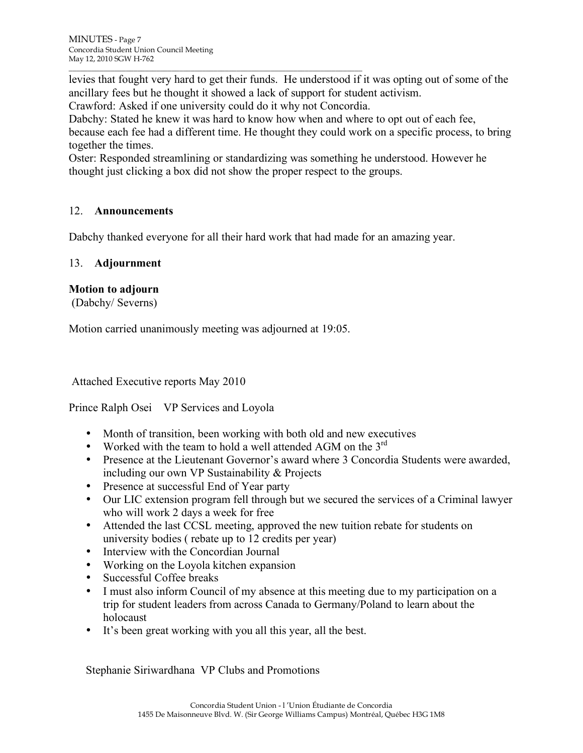levies that fought very hard to get their funds. He understood if it was opting out of some of the ancillary fees but he thought it showed a lack of support for student activism.

Crawford: Asked if one university could do it why not Concordia.

Dabchy: Stated he knew it was hard to know how when and where to opt out of each fee, because each fee had a different time. He thought they could work on a specific process, to bring together the times.

Oster: Responded streamlining or standardizing was something he understood. However he thought just clicking a box did not show the proper respect to the groups.

## 12. **Announcements**

Dabchy thanked everyone for all their hard work that had made for an amazing year.

## 13. **Adjournment**

**Motion to adjourn**
(Dabchy/ Severns)

Motion carried unanimously meeting was adjourned at 19:05.

Attached Executive reports May 2010

Prince Ralph Osei VP Services and Loyola

- Month of transition, been working with both old and new executives
- Worked with the team to hold a well attended AGM on the 3rd
- Presence at the Lieutenant Governor's award where 3 Concordia Students were awarded, including our own VP Sustainability & Projects
- Presence at successful End of Year party
- Our LIC extension program fell through but we secured the services of a Criminal lawyer who will work 2 days a week for free
- Attended the last CCSL meeting, approved the new tuition rebate for students on university bodies ( rebate up to 12 credits per year)
- Interview with the Concordian Journal
- Working on the Loyola kitchen expansion
- Successful Coffee breaks
- I must also inform Council of my absence at this meeting due to my participation on a trip for student leaders from across Canada to Germany/Poland to learn about the holocaust
- It's been great working with you all this year, all the best.

Stephanie Siriwardhana VP Clubs and Promotions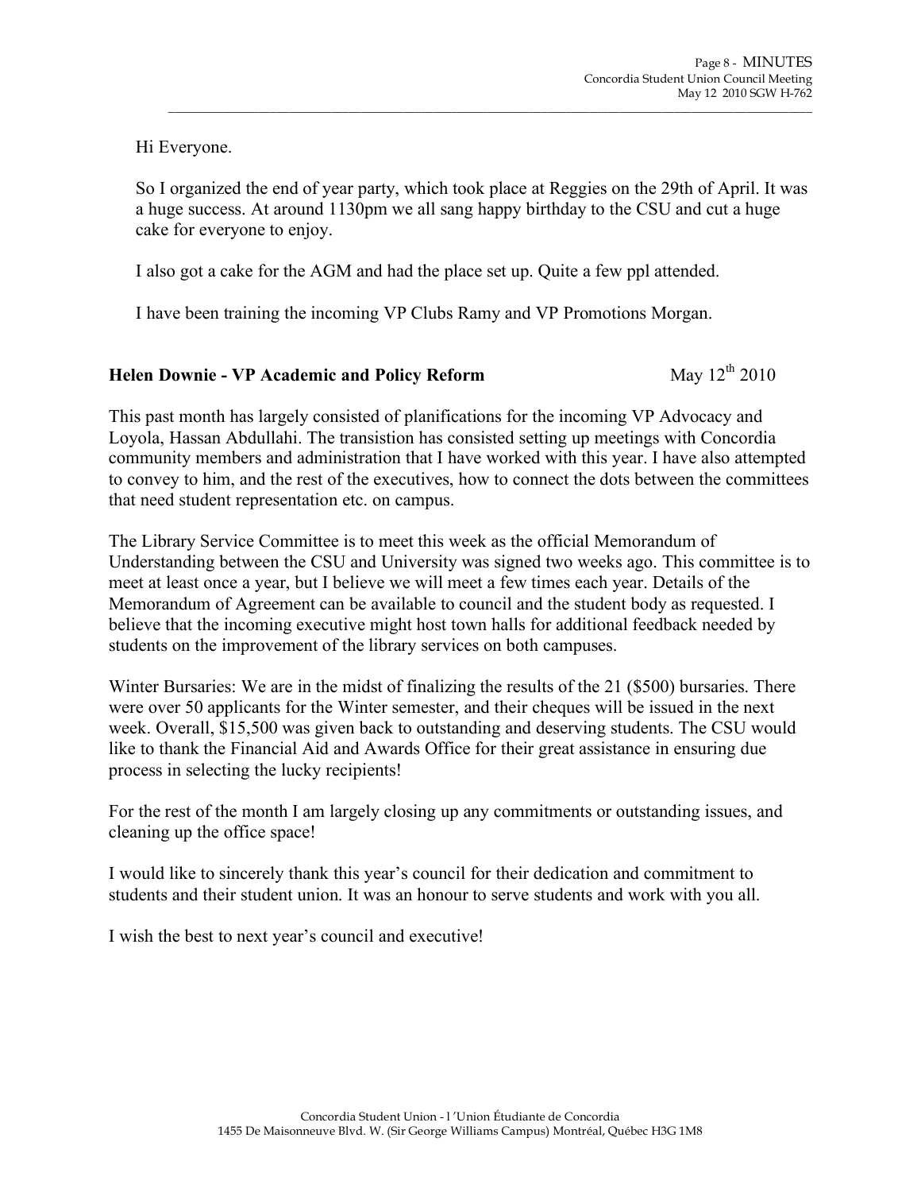Hi Everyone.

So I organized the end of year party, which took place at Reggies on the 29th of April. It was a huge success. At around 1130pm we all sang happy birthday to the CSU and cut a huge cake for everyone to enjoy.

I also got a cake for the AGM and had the place set up. Quite a few ppl attended.

I have been training the incoming VP Clubs Ramy and VP Promotions Morgan.

**Helen Downie - VP Academic and Policy Reform** May 12th 2010

This past month has largely consisted of planifications for the incoming VP Advocacy and Loyola, Hassan Abdullahi. The transistion has consisted setting up meetings with Concordia community members and administration that I have worked with this year. I have also attempted to convey to him, and the rest of the executives, how to connect the dots between the committees that need student representation etc. on campus.

The Library Service Committee is to meet this week as the official Memorandum of Understanding between the CSU and University was signed two weeks ago. This committee is to meet at least once a year, but I believe we will meet a few times each year. Details of the Memorandum of Agreement can be available to council and the student body as requested. I believe that the incoming executive might host town halls for additional feedback needed by students on the improvement of the library services on both campuses.

Winter Bursaries: We are in the midst of finalizing the results of the 21 ($500) bursaries. There were over 50 applicants for the Winter semester, and their cheques will be issued in the next week. Overall, $15,500 was given back to outstanding and deserving students. The CSU would like to thank the Financial Aid and Awards Office for their great assistance in ensuring due process in selecting the lucky recipients!

For the rest of the month I am largely closing up any commitments or outstanding issues, and cleaning up the office space!

I would like to sincerely thank this year's council for their dedication and commitment to students and their student union. It was an honour to serve students and work with you all.

I wish the best to next year's council and executive!